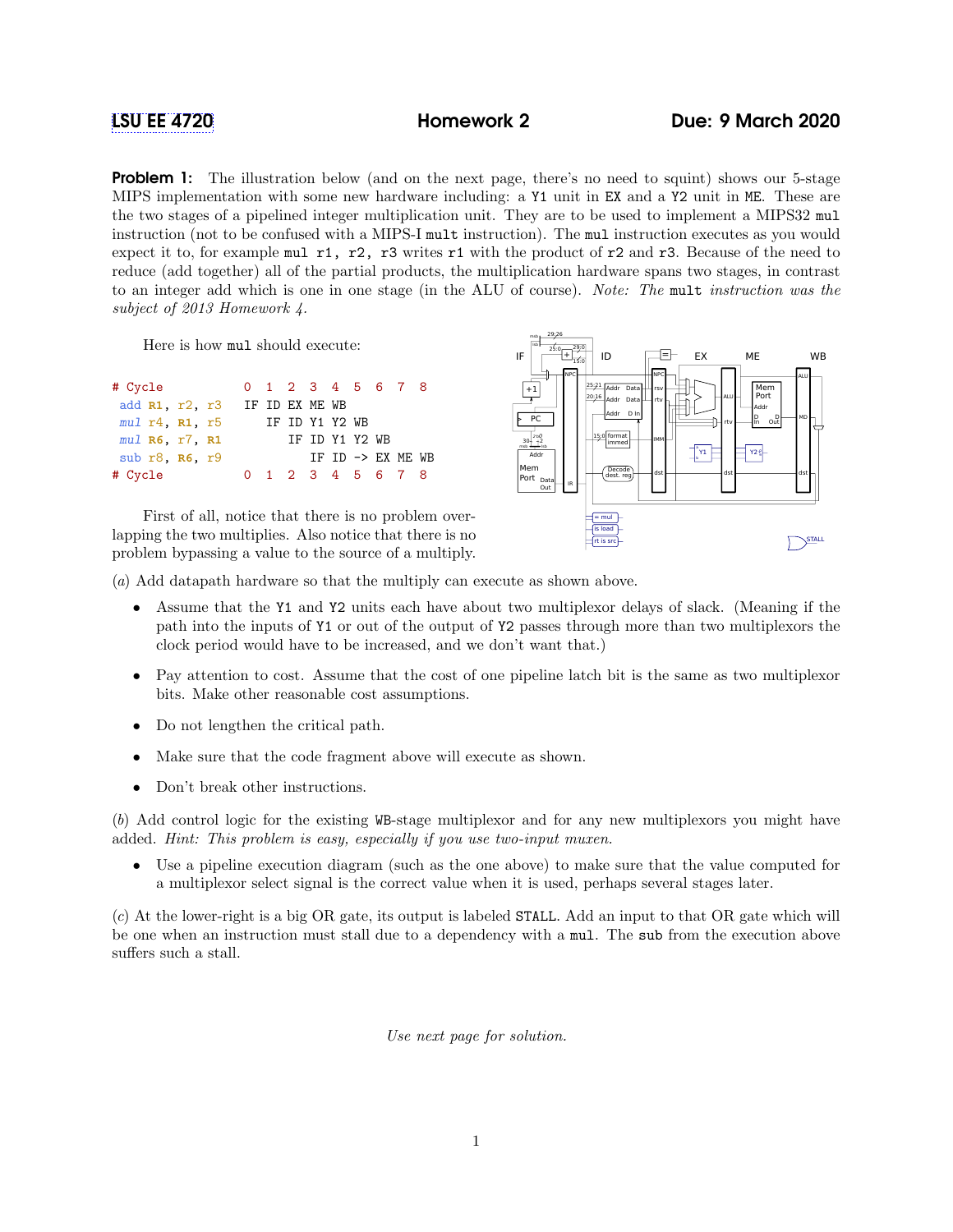**LSU EE 4720** **Homework 2** **Due: 9 March 2020**

**Problem 1:** The illustration below (and on the next page, there's no need to squint) shows our 5-stage MIPS implementation with some new hardware including: a `Y1` unit in `EX` and a `Y2` unit in `ME`. These are the two stages of a pipelined integer multiplication unit. They are to be used to implement a MIPS32 `mul` instruction (not to be confused with a MIPS-I `mult` instruction). The `mul` instruction executes as you would expect it to, for example `mul r1, r2, r3` writes `r1` with the product of `r2` and `r3`. Because of the need to reduce (add together) all of the partial products, the multiplication hardware spans two stages, in contrast to an integer add which is one in one stage (in the ALU of course). *Note: The `mult` instruction was the subject of 2013 Homework 4.*

Here is how `mul` should execute:

```
# Cycle          0  1  2  3  4  5  6  7  8
 add R1, r2, r3  IF ID EX ME WB
 mul r4, R1, r5     IF ID Y1 Y2 WB
 mul R6, r7, R1        IF ID Y1 Y2 WB
 sub r8, R6, r9           IF ID -> EX ME WB
# Cycle          0  1  2  3  4  5  6  7  8
```

First of all, notice that there is no problem overlapping the two multiplies. Also notice that there is no problem bypassing a value to the source of a multiply.

(*a*) Add datapath hardware so that the multiply can execute as shown above.

- Assume that the `Y1` and `Y2` units each have about two multiplexor delays of slack. (Meaning if the path into the inputs of `Y1` or out of the output of `Y2` passes through more than two multiplexors the clock period would have to be increased, and we don't want that.)
- Pay attention to cost. Assume that the cost of one pipeline latch bit is the same as two multiplexor bits. Make other reasonable cost assumptions.
- Do not lengthen the critical path.
- Make sure that the code fragment above will execute as shown.
- Don't break other instructions.

(*b*) Add control logic for the existing `WB`-stage multiplexor and for any new multiplexors you might have added. *Hint: This problem is easy, especially if you use two-input muxen.*

- Use a pipeline execution diagram (such as the one above) to make sure that the value computed for a multiplexor select signal is the correct value when it is used, perhaps several stages later.

(*c*) At the lower-right is a big OR gate, its output is labeled `STALL`. Add an input to that OR gate which will be one when an instruction must stall due to a dependency with a `mul`. The `sub` from the execution above suffers such a stall.

*Use next page for solution.*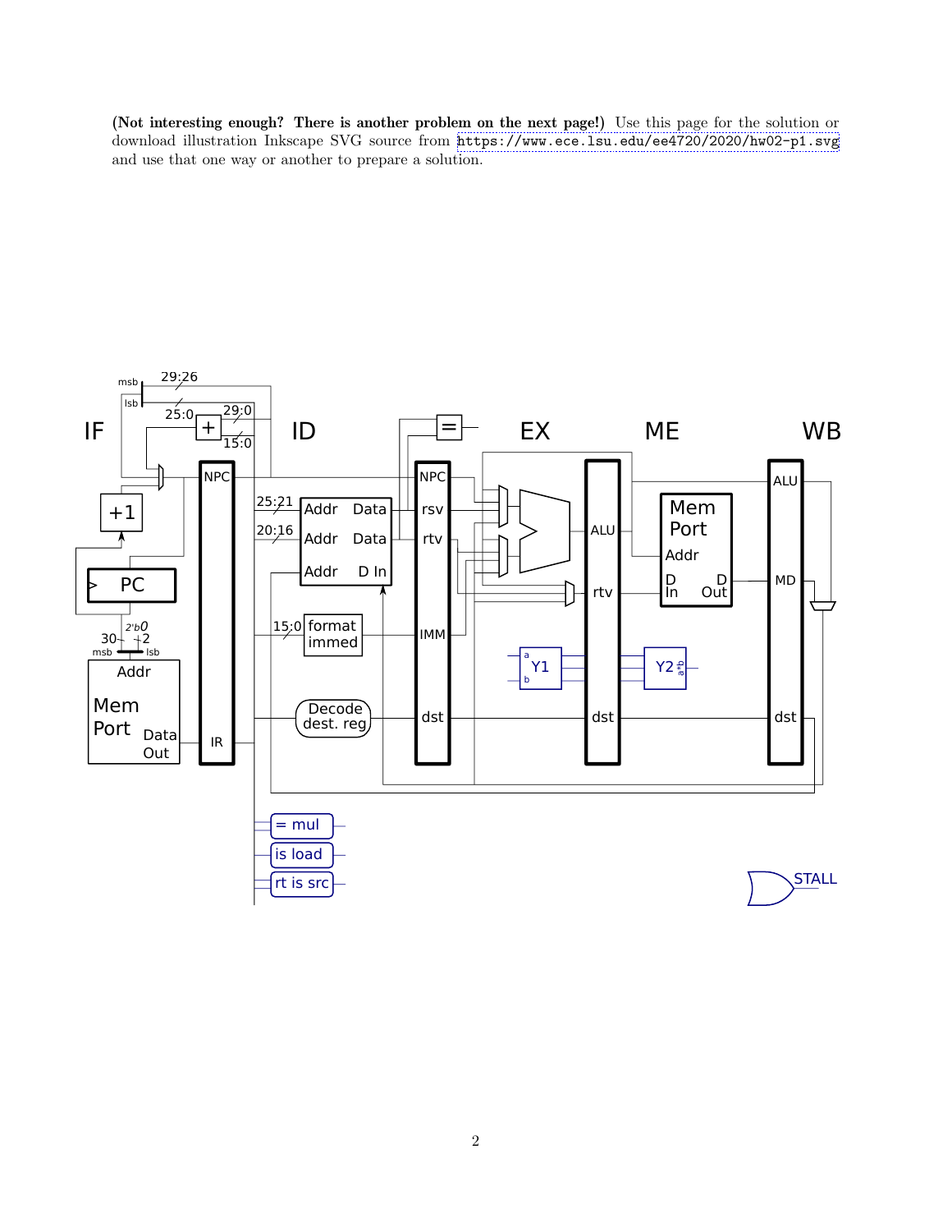**(Not interesting enough? There is another problem on the next page!)** Use this page for the solution or download illustration Inkscape SVG source from https://www.ece.lsu.edu/ee4720/2020/hw02-p1.svg and use that one way or another to prepare a solution.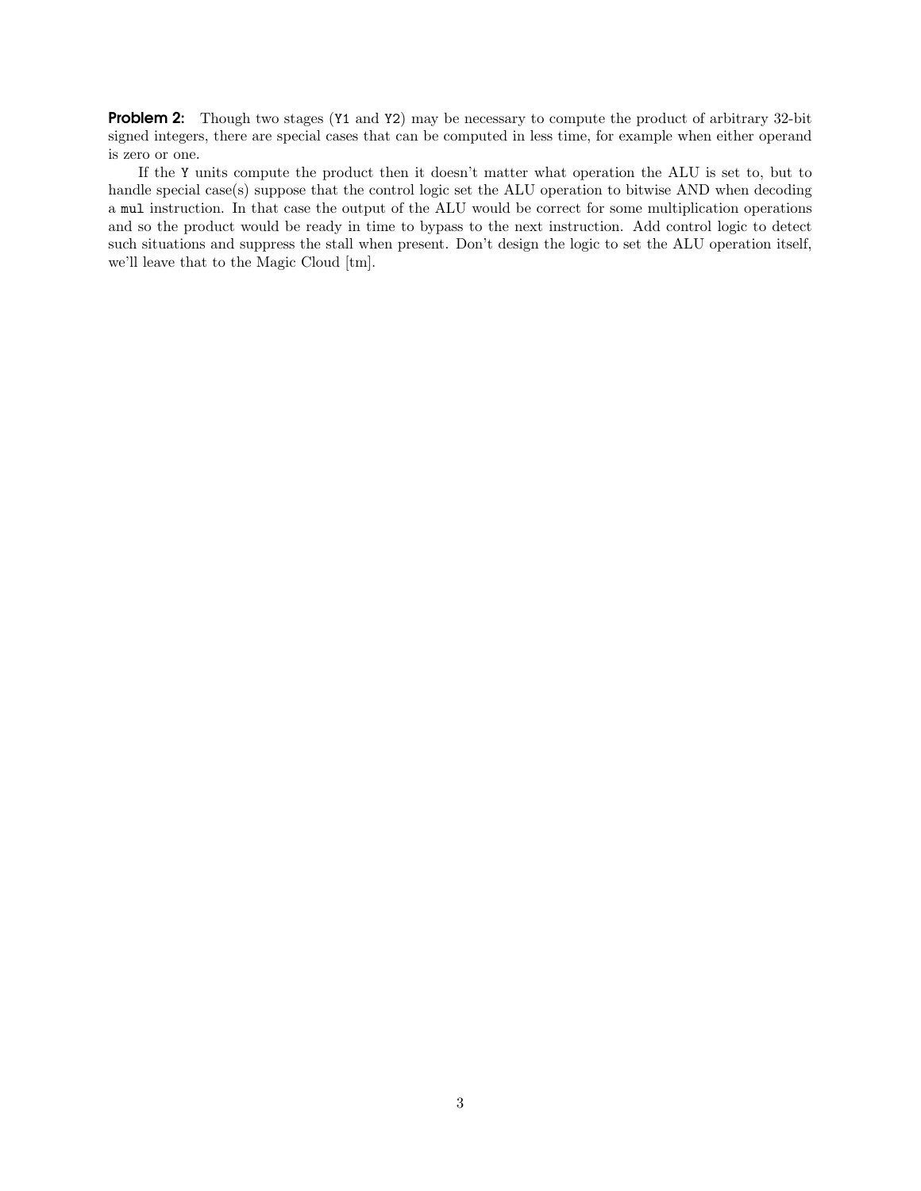**Problem 2:** Though two stages (`Y1` and `Y2`) may be necessary to compute the product of arbitrary 32-bit signed integers, there are special cases that can be computed in less time, for example when either operand is zero or one.

If the `Y` units compute the product then it doesn't matter what operation the ALU is set to, but to handle special case(s) suppose that the control logic set the ALU operation to bitwise AND when decoding a `mul` instruction. In that case the output of the ALU would be correct for some multiplication operations and so the product would be ready in time to bypass to the next instruction. Add control logic to detect such situations and suppress the stall when present. Don't design the logic to set the ALU operation itself, we'll leave that to the Magic Cloud [tm].